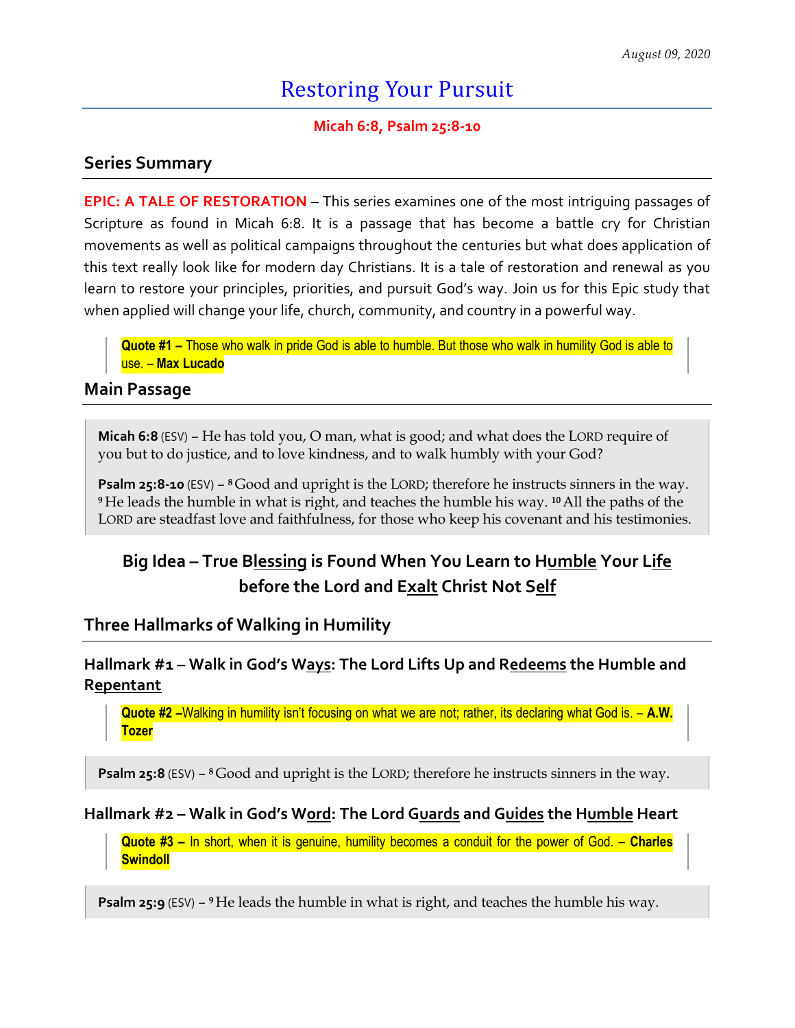*August 09, 2020*

# Restoring Your Pursuit

**Micah 6:8, Psalm 25:8-10**

## Series Summary

**EPIC: A TALE OF RESTORATION** – This series examines one of the most intriguing passages of Scripture as found in Micah 6:8. It is a passage that has become a battle cry for Christian movements as well as political campaigns throughout the centuries but what does application of this text really look like for modern day Christians. It is a tale of restoration and renewal as you learn to restore your principles, priorities, and pursuit God's way. Join us for this Epic study that when applied will change your life, church, community, and country in a powerful way.

> **Quote #1 –** Those who walk in pride God is able to humble. But those who walk in humility God is able to use. – **Max Lucado**

## Main Passage

> **Micah 6:8** (ESV) – He has told you, O man, what is good; and what does the LORD require of you but to do justice, and to love kindness, and to walk humbly with your God?
>
> **Psalm 25:8-10** (ESV) – [8] Good and upright is the LORD; therefore he instructs sinners in the way. [9] He leads the humble in what is right, and teaches the humble his way. [10] All the paths of the LORD are steadfast love and faithfulness, for those who keep his covenant and his testimonies.

### Big Idea – True Bl<u>essing</u> is Found When You Learn to H<u>umble</u> Your L<u>ife</u> before the Lord and E<u>xalt</u> Christ Not S<u>elf</u>

## Three Hallmarks of Walking in Humility

### Hallmark #1 – Walk in God's W<u>ays</u>: The Lord Lifts Up and R<u>edeems</u> the Humble and R<u>epentant</u>

> **Quote #2 –**Walking in humility isn't focusing on what we are not; rather, its declaring what God is. – **A.W. Tozer**

> **Psalm 25:8** (ESV) – [8] Good and upright is the LORD; therefore he instructs sinners in the way.

### Hallmark #2 – Walk in God's W<u>ord</u>: The Lord G<u>uards</u> and G<u>uides</u> the H<u>umble</u> Heart

> **Quote #3 –** In short, when it is genuine, humility becomes a conduit for the power of God. – **Charles Swindoll**

> **Psalm 25:9** (ESV) – [9] He leads the humble in what is right, and teaches the humble his way.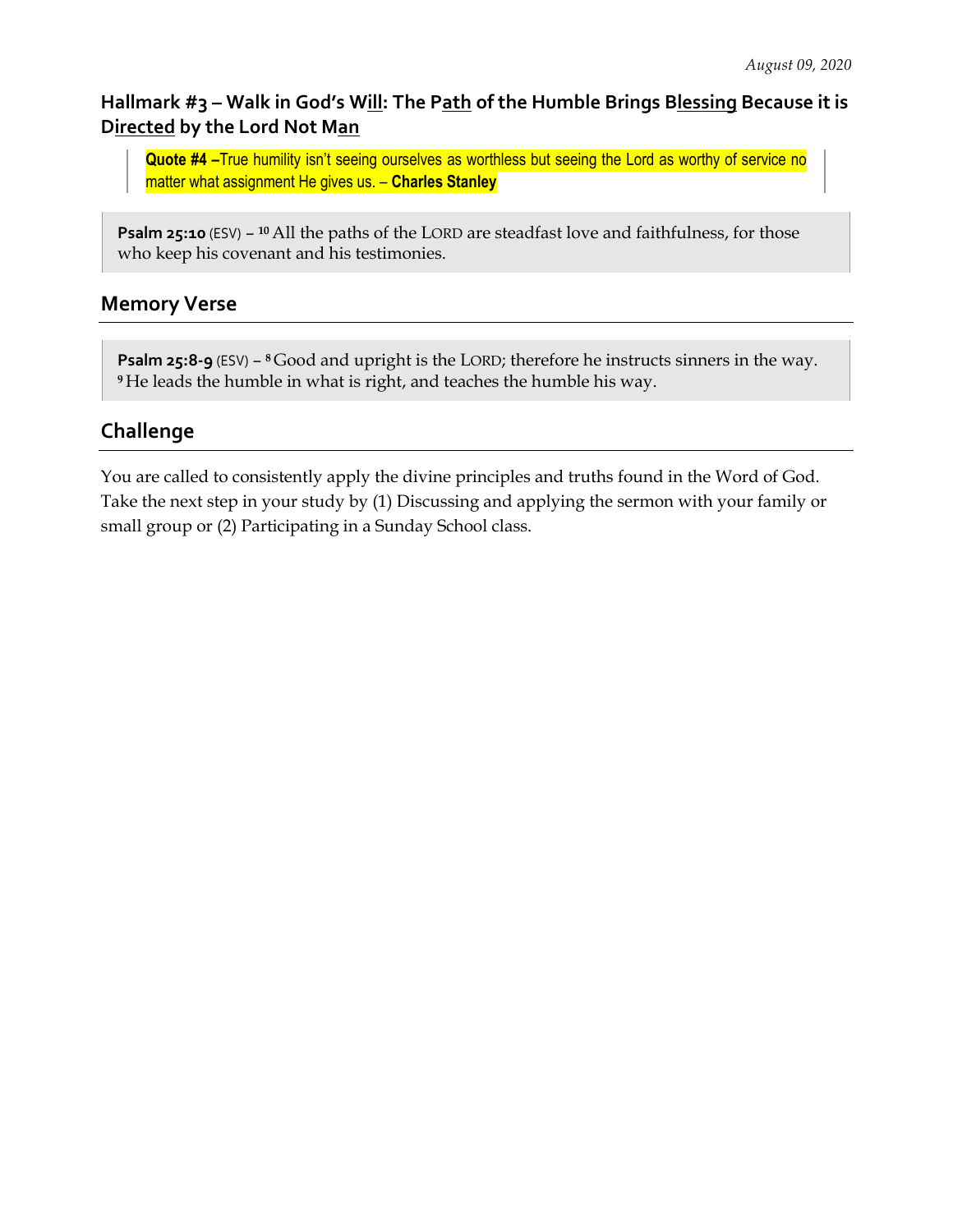*August 09, 2020*

### Hallmark #3 – Walk in God's Will: The Path of the Humble Brings Blessing Because it is Directed by the Lord Not Man

> **Quote #4 –**True humility isn't seeing ourselves as worthless but seeing the Lord as worthy of service no matter what assignment He gives us. – **Charles Stanley**

> **Psalm 25:10** (ESV) – 10 All the paths of the LORD are steadfast love and faithfulness, for those who keep his covenant and his testimonies.

## Memory Verse

> **Psalm 25:8-9** (ESV) – 8 Good and upright is the LORD; therefore he instructs sinners in the way. 9 He leads the humble in what is right, and teaches the humble his way.

## Challenge

You are called to consistently apply the divine principles and truths found in the Word of God. Take the next step in your study by (1) Discussing and applying the sermon with your family or small group or (2) Participating in a Sunday School class.